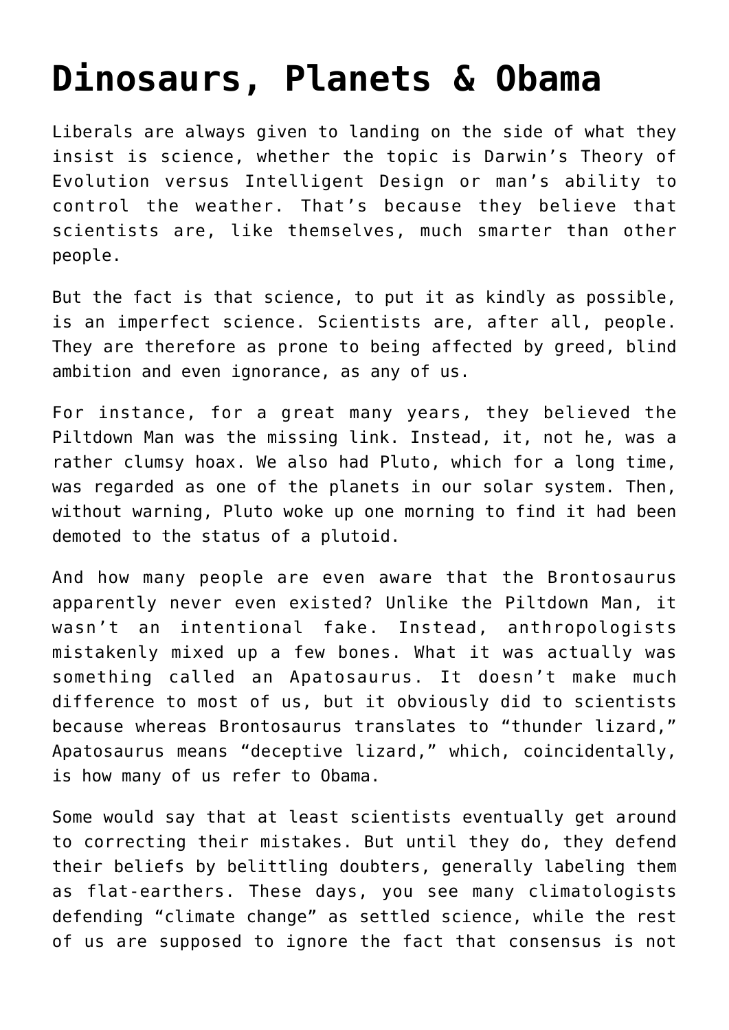# Dinosaurs, Planets & Obama

Liberals are always given to landing on the side of what they insist is science, whether the topic is Darwin's Theory of Evolution versus Intelligent Design or man's ability to control the weather. That's because they believe that scientists are, like themselves, much smarter than other people.

But the fact is that science, to put it as kindly as possible, is an imperfect science. Scientists are, after all, people. They are therefore as prone to being affected by greed, blind ambition and even ignorance, as any of us.

For instance, for a great many years, they believed the Piltdown Man was the missing link. Instead, it, not he, was a rather clumsy hoax. We also had Pluto, which for a long time, was regarded as one of the planets in our solar system. Then, without warning, Pluto woke up one morning to find it had been demoted to the status of a plutoid.

And how many people are even aware that the Brontosaurus apparently never even existed? Unlike the Piltdown Man, it wasn't an intentional fake. Instead, anthropologists mistakenly mixed up a few bones. What it was actually was something called an Apatosaurus. It doesn't make much difference to most of us, but it obviously did to scientists because whereas Brontosaurus translates to "thunder lizard," Apatosaurus means "deceptive lizard," which, coincidentally, is how many of us refer to Obama.

Some would say that at least scientists eventually get around to correcting their mistakes. But until they do, they defend their beliefs by belittling doubters, generally labeling them as flat-earthers. These days, you see many climatologists defending "climate change" as settled science, while the rest of us are supposed to ignore the fact that consensus is not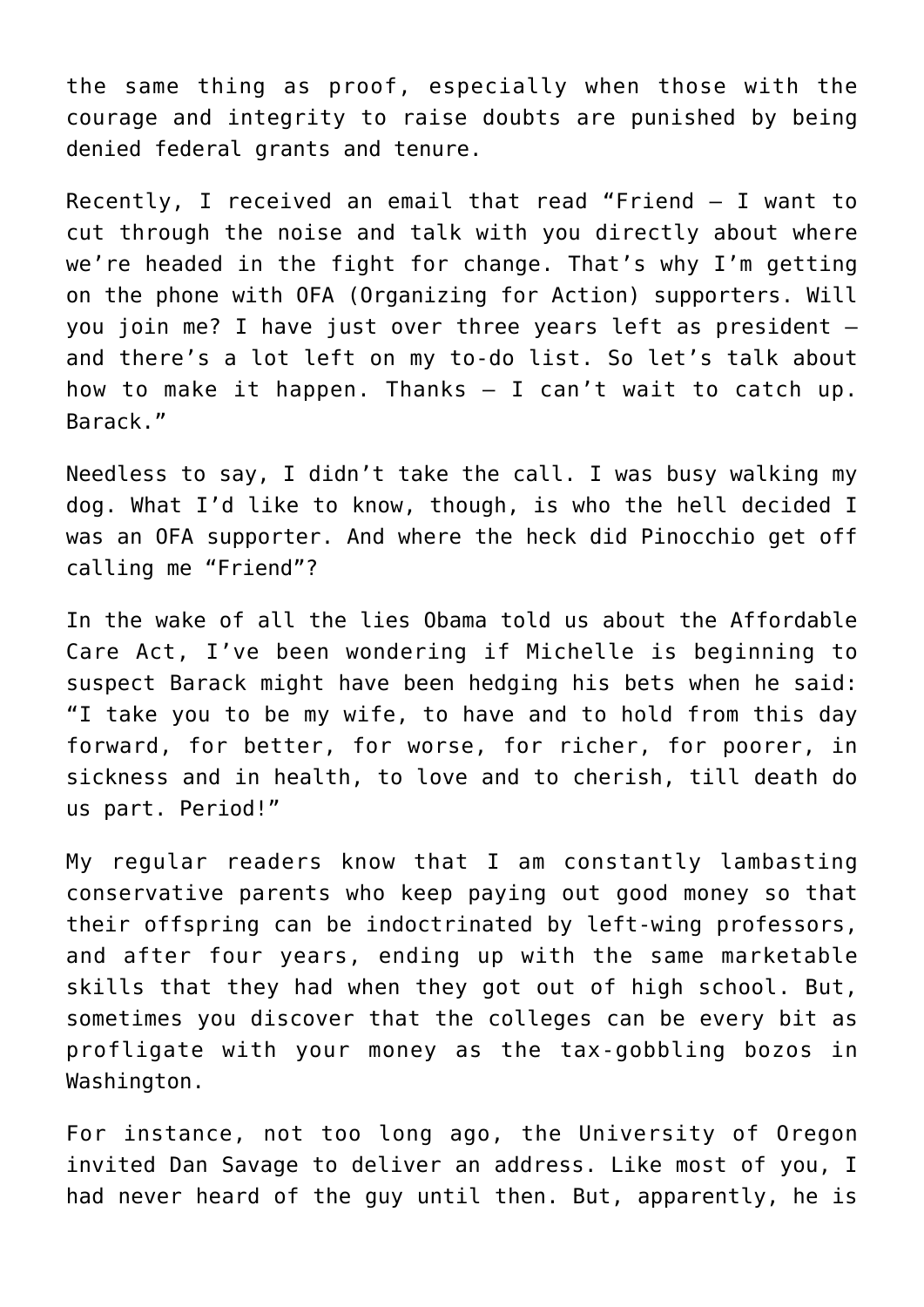the same thing as proof, especially when those with the courage and integrity to raise doubts are punished by being denied federal grants and tenure.

Recently, I received an email that read "Friend – I want to cut through the noise and talk with you directly about where we're headed in the fight for change. That's why I'm getting on the phone with OFA (Organizing for Action) supporters. Will you join me? I have just over three years left as president – and there's a lot left on my to-do list. So let's talk about how to make it happen. Thanks – I can't wait to catch up. Barack."

Needless to say, I didn't take the call. I was busy walking my dog. What I'd like to know, though, is who the hell decided I was an OFA supporter. And where the heck did Pinocchio get off calling me "Friend"?

In the wake of all the lies Obama told us about the Affordable Care Act, I've been wondering if Michelle is beginning to suspect Barack might have been hedging his bets when he said: "I take you to be my wife, to have and to hold from this day forward, for better, for worse, for richer, for poorer, in sickness and in health, to love and to cherish, till death do us part. Period!"

My regular readers know that I am constantly lambasting conservative parents who keep paying out good money so that their offspring can be indoctrinated by left-wing professors, and after four years, ending up with the same marketable skills that they had when they got out of high school. But, sometimes you discover that the colleges can be every bit as profligate with your money as the tax-gobbling bozos in Washington.

For instance, not too long ago, the University of Oregon invited Dan Savage to deliver an address. Like most of you, I had never heard of the guy until then. But, apparently, he is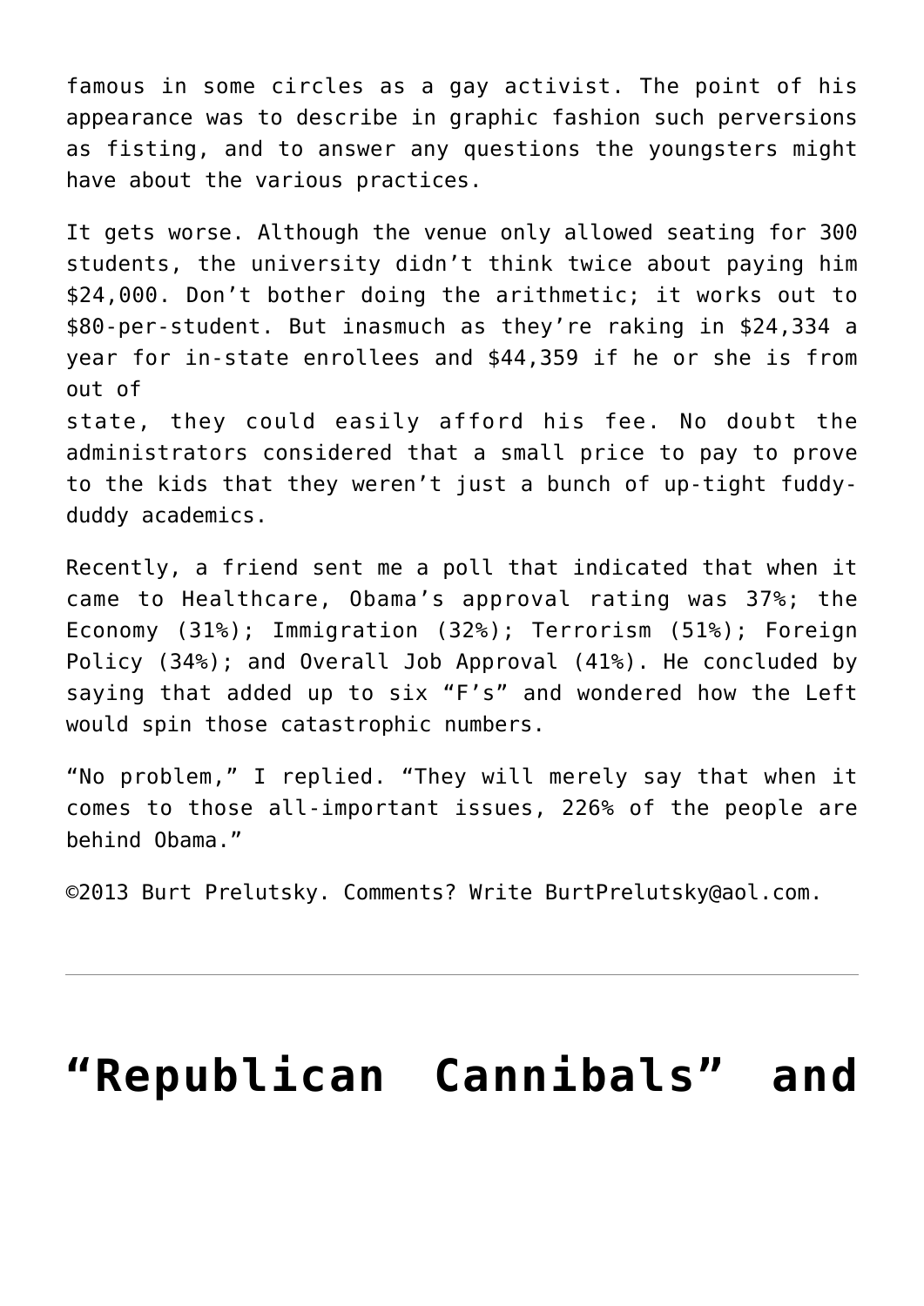famous in some circles as a gay activist. The point of his appearance was to describe in graphic fashion such perversions as fisting, and to answer any questions the youngsters might have about the various practices.

It gets worse. Although the venue only allowed seating for 300 students, the university didn't think twice about paying him $24,000. Don't bother doing the arithmetic; it works out to $80-per-student. But inasmuch as they're raking in $24,334 a year for in-state enrollees and $44,359 if he or she is from out of state, they could easily afford his fee. No doubt the administrators considered that a small price to pay to prove to the kids that they weren't just a bunch of up-tight fuddy-duddy academics.

Recently, a friend sent me a poll that indicated that when it came to Healthcare, Obama's approval rating was 37%; the Economy (31%); Immigration (32%); Terrorism (51%); Foreign Policy (34%); and Overall Job Approval (41%). He concluded by saying that added up to six "F's" and wondered how the Left would spin those catastrophic numbers.

"No problem," I replied. "They will merely say that when it comes to those all-important issues, 226% of the people are behind Obama."

©2013 Burt Prelutsky. Comments? Write BurtPrelutsky@aol.com.

---

# "Republican Cannibals" and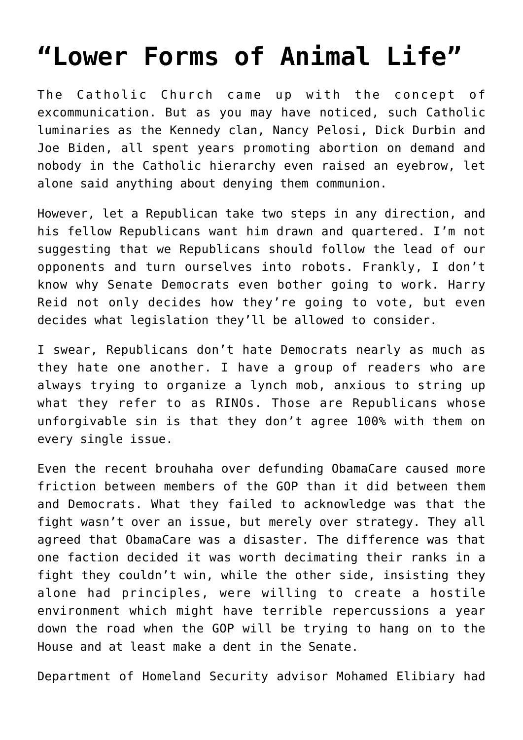# “Lower Forms of Animal Life”

The Catholic Church came up with the concept of excommunication. But as you may have noticed, such Catholic luminaries as the Kennedy clan, Nancy Pelosi, Dick Durbin and Joe Biden, all spent years promoting abortion on demand and nobody in the Catholic hierarchy even raised an eyebrow, let alone said anything about denying them communion.

However, let a Republican take two steps in any direction, and his fellow Republicans want him drawn and quartered. I’m not suggesting that we Republicans should follow the lead of our opponents and turn ourselves into robots. Frankly, I don’t know why Senate Democrats even bother going to work. Harry Reid not only decides how they’re going to vote, but even decides what legislation they’ll be allowed to consider.

I swear, Republicans don’t hate Democrats nearly as much as they hate one another. I have a group of readers who are always trying to organize a lynch mob, anxious to string up what they refer to as RINOs. Those are Republicans whose unforgivable sin is that they don’t agree 100% with them on every single issue.

Even the recent brouhaha over defunding ObamaCare caused more friction between members of the GOP than it did between them and Democrats. What they failed to acknowledge was that the fight wasn’t over an issue, but merely over strategy. They all agreed that ObamaCare was a disaster. The difference was that one faction decided it was worth decimating their ranks in a fight they couldn’t win, while the other side, insisting they alone had principles, were willing to create a hostile environment which might have terrible repercussions a year down the road when the GOP will be trying to hang on to the House and at least make a dent in the Senate.

Department of Homeland Security advisor Mohamed Elibiary had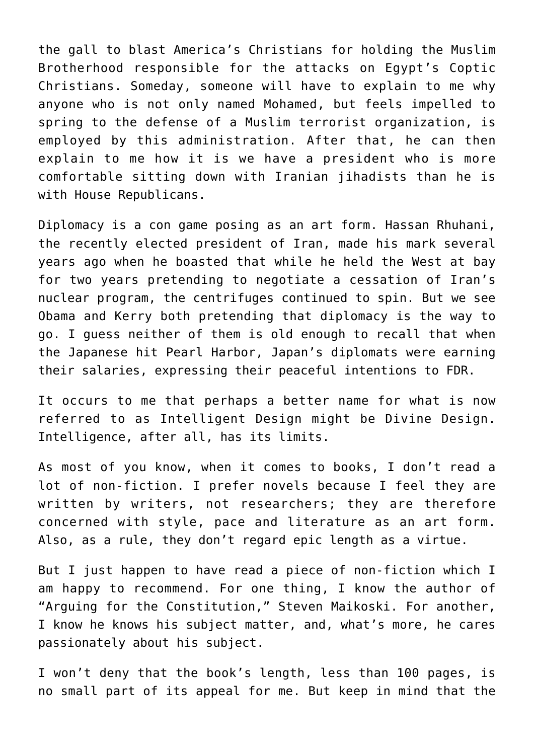the gall to blast America's Christians for holding the Muslim Brotherhood responsible for the attacks on Egypt's Coptic Christians. Someday, someone will have to explain to me why anyone who is not only named Mohamed, but feels impelled to spring to the defense of a Muslim terrorist organization, is employed by this administration. After that, he can then explain to me how it is we have a president who is more comfortable sitting down with Iranian jihadists than he is with House Republicans.

Diplomacy is a con game posing as an art form. Hassan Rhuhani, the recently elected president of Iran, made his mark several years ago when he boasted that while he held the West at bay for two years pretending to negotiate a cessation of Iran's nuclear program, the centrifuges continued to spin. But we see Obama and Kerry both pretending that diplomacy is the way to go. I guess neither of them is old enough to recall that when the Japanese hit Pearl Harbor, Japan's diplomats were earning their salaries, expressing their peaceful intentions to FDR.

It occurs to me that perhaps a better name for what is now referred to as Intelligent Design might be Divine Design. Intelligence, after all, has its limits.

As most of you know, when it comes to books, I don't read a lot of non-fiction. I prefer novels because I feel they are written by writers, not researchers; they are therefore concerned with style, pace and literature as an art form. Also, as a rule, they don't regard epic length as a virtue.

But I just happen to have read a piece of non-fiction which I am happy to recommend. For one thing, I know the author of "Arguing for the Constitution," Steven Maikoski. For another, I know he knows his subject matter, and, what's more, he cares passionately about his subject.

I won't deny that the book's length, less than 100 pages, is no small part of its appeal for me. But keep in mind that the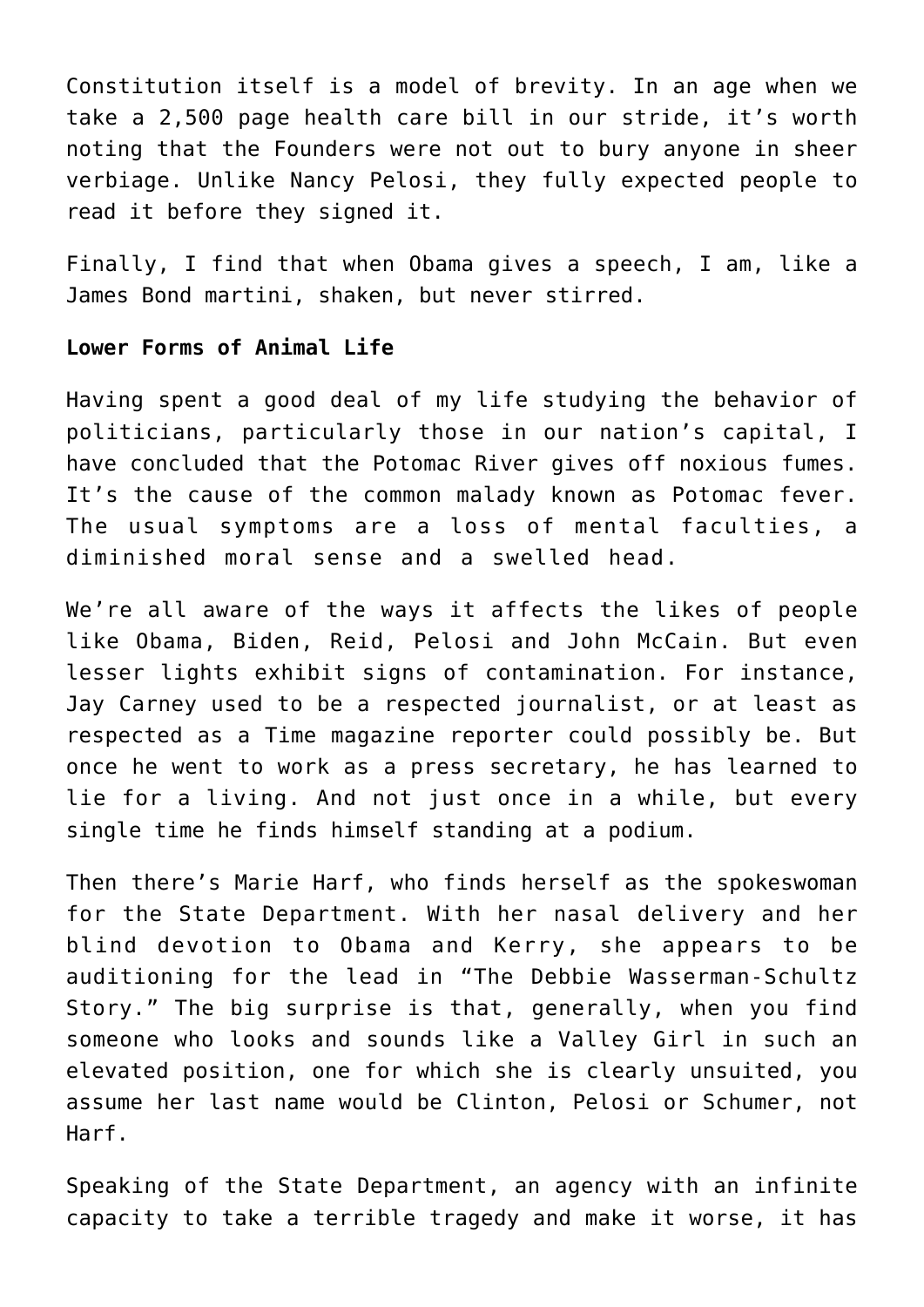Constitution itself is a model of brevity. In an age when we take a 2,500 page health care bill in our stride, it's worth noting that the Founders were not out to bury anyone in sheer verbiage. Unlike Nancy Pelosi, they fully expected people to read it before they signed it.

Finally, I find that when Obama gives a speech, I am, like a James Bond martini, shaken, but never stirred.

**Lower Forms of Animal Life**

Having spent a good deal of my life studying the behavior of politicians, particularly those in our nation's capital, I have concluded that the Potomac River gives off noxious fumes. It's the cause of the common malady known as Potomac fever. The usual symptoms are a loss of mental faculties, a diminished moral sense and a swelled head.

We're all aware of the ways it affects the likes of people like Obama, Biden, Reid, Pelosi and John McCain. But even lesser lights exhibit signs of contamination. For instance, Jay Carney used to be a respected journalist, or at least as respected as a Time magazine reporter could possibly be. But once he went to work as a press secretary, he has learned to lie for a living. And not just once in a while, but every single time he finds himself standing at a podium.

Then there's Marie Harf, who finds herself as the spokeswoman for the State Department. With her nasal delivery and her blind devotion to Obama and Kerry, she appears to be auditioning for the lead in "The Debbie Wasserman-Schultz Story." The big surprise is that, generally, when you find someone who looks and sounds like a Valley Girl in such an elevated position, one for which she is clearly unsuited, you assume her last name would be Clinton, Pelosi or Schumer, not Harf.

Speaking of the State Department, an agency with an infinite capacity to take a terrible tragedy and make it worse, it has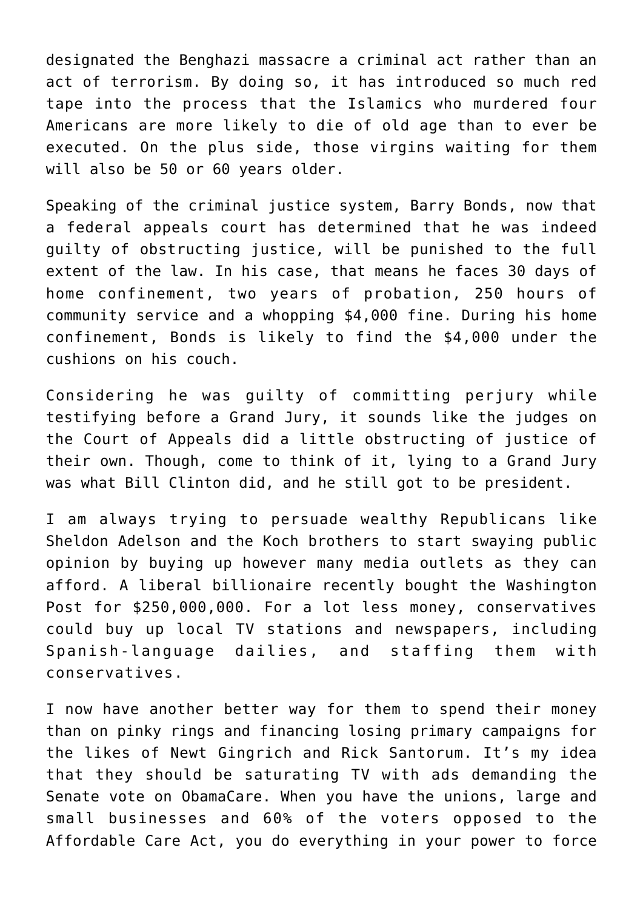designated the Benghazi massacre a criminal act rather than an act of terrorism. By doing so, it has introduced so much red tape into the process that the Islamics who murdered four Americans are more likely to die of old age than to ever be executed. On the plus side, those virgins waiting for them will also be 50 or 60 years older.

Speaking of the criminal justice system, Barry Bonds, now that a federal appeals court has determined that he was indeed guilty of obstructing justice, will be punished to the full extent of the law. In his case, that means he faces 30 days of home confinement, two years of probation, 250 hours of community service and a whopping $4,000 fine. During his home confinement, Bonds is likely to find the $4,000 under the cushions on his couch.

Considering he was guilty of committing perjury while testifying before a Grand Jury, it sounds like the judges on the Court of Appeals did a little obstructing of justice of their own. Though, come to think of it, lying to a Grand Jury was what Bill Clinton did, and he still got to be president.

I am always trying to persuade wealthy Republicans like Sheldon Adelson and the Koch brothers to start swaying public opinion by buying up however many media outlets as they can afford. A liberal billionaire recently bought the Washington Post for $250,000,000. For a lot less money, conservatives could buy up local TV stations and newspapers, including Spanish-language dailies, and staffing them with conservatives.

I now have another better way for them to spend their money than on pinky rings and financing losing primary campaigns for the likes of Newt Gingrich and Rick Santorum. It's my idea that they should be saturating TV with ads demanding the Senate vote on ObamaCare. When you have the unions, large and small businesses and 60% of the voters opposed to the Affordable Care Act, you do everything in your power to force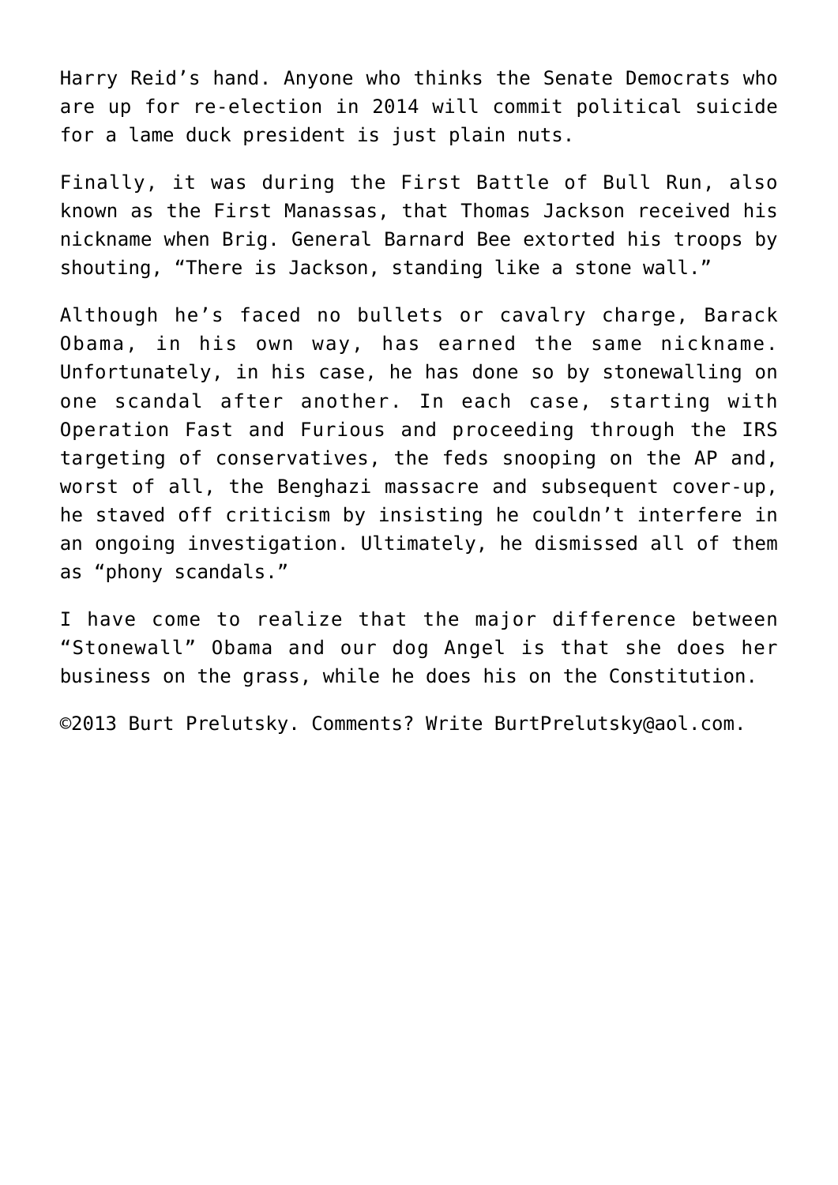Harry Reid's hand. Anyone who thinks the Senate Democrats who are up for re-election in 2014 will commit political suicide for a lame duck president is just plain nuts.

Finally, it was during the First Battle of Bull Run, also known as the First Manassas, that Thomas Jackson received his nickname when Brig. General Barnard Bee extorted his troops by shouting, "There is Jackson, standing like a stone wall."

Although he's faced no bullets or cavalry charge, Barack Obama, in his own way, has earned the same nickname. Unfortunately, in his case, he has done so by stonewalling on one scandal after another. In each case, starting with Operation Fast and Furious and proceeding through the IRS targeting of conservatives, the feds snooping on the AP and, worst of all, the Benghazi massacre and subsequent cover-up, he staved off criticism by insisting he couldn't interfere in an ongoing investigation. Ultimately, he dismissed all of them as "phony scandals."

I have come to realize that the major difference between "Stonewall" Obama and our dog Angel is that she does her business on the grass, while he does his on the Constitution.

©2013 Burt Prelutsky. Comments? Write BurtPrelutsky@aol.com.